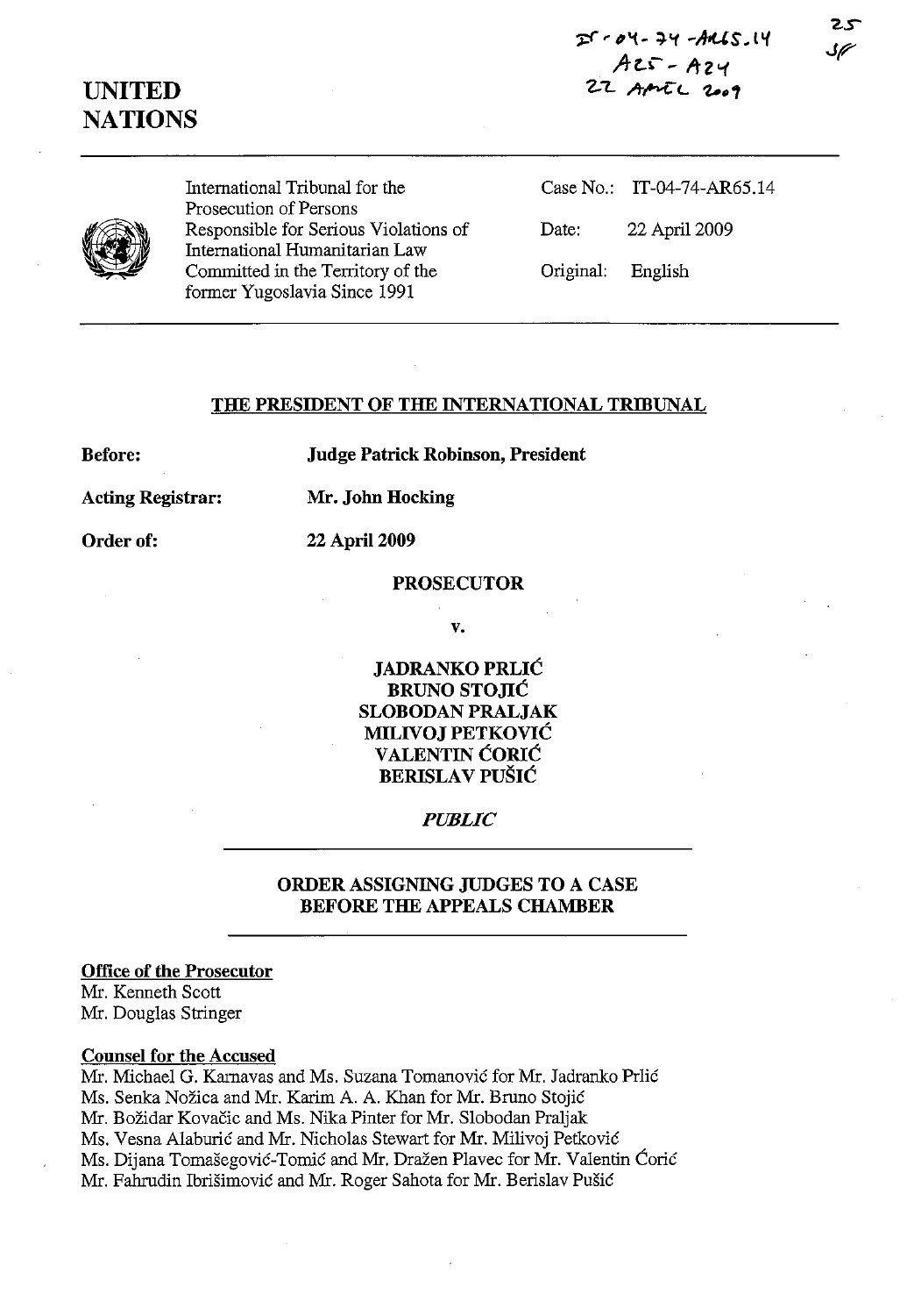IT-04-74-AR65.14
A25 - A24
22 APRIL 2009

25
JP

**UNITED NATIONS**

| | | |
|---|---|---|
| International Tribunal for the Prosecution of Persons Responsible for Serious Violations of International Humanitarian Law Committed in the Territory of the former Yugoslavia Since 1991 | Case No.: | IT-04-74-AR65.14 |
| | Date: | 22 April 2009 |
| | Original: | English |

## THE PRESIDENT OF THE INTERNATIONAL TRIBUNAL

**Before:** **Judge Patrick Robinson, President**

**Acting Registrar:** **Mr. John Hocking**

**Order of:** **22 April 2009**

**PROSECUTOR**

**v.**

**JADRANKO PRLIĆ**
**BRUNO STOJIĆ**
**SLOBODAN PRALJAK**
**MILIVOJ PETKOVIĆ**
**VALENTIN ĆORIĆ**
**BERISLAV PUŠIĆ**

*PUBLIC*

## ORDER ASSIGNING JUDGES TO A CASE BEFORE THE APPEALS CHAMBER

**Office of the Prosecutor**
Mr. Kenneth Scott
Mr. Douglas Stringer

**Counsel for the Accused**
Mr. Michael G. Karnavas and Ms. Suzana Tomanović for Mr. Jadranko Prlić
Ms. Senka Nožica and Mr. Karim A. A. Khan for Mr. Bruno Stojić
Mr. Božidar Kovačic and Ms. Nika Pinter for Mr. Slobodan Praljak
Ms. Vesna Alaburić and Mr. Nicholas Stewart for Mr. Milivoj Petković
Ms. Dijana Tomašegović-Tomić and Mr. Dražen Plavec for Mr. Valentin Ćorić
Mr. Fahrudin Ibrišimović and Mr. Roger Sahota for Mr. Berislav Pušić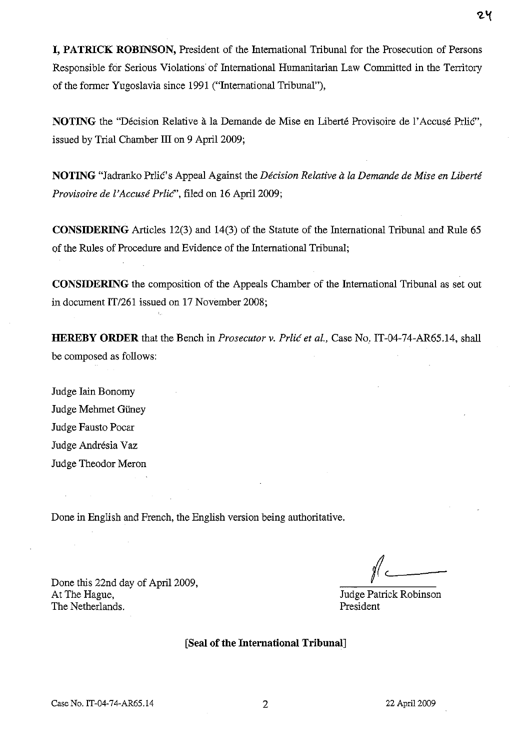**I, PATRICK ROBINSON,** President of the International Tribunal for the Prosecution of Persons Responsible for Serious Violations of International Humanitarian Law Committed in the Territory of the former Yugoslavia since 1991 ("International Tribunal"),

**NOTING** the "Décision Relative à la Demande de Mise en Liberté Provisoire de l'Accusé Prlić", issued by Trial Chamber III on 9 April 2009;

**NOTING** "Jadranko Prlić's Appeal Against the *Décision Relative à la Demande de Mise en Liberté Provisoire de l'Accusé Prlić*", filed on 16 April 2009;

**CONSIDERING** Articles 12(3) and 14(3) of the Statute of the International Tribunal and Rule 65 of the Rules of Procedure and Evidence of the International Tribunal;

**CONSIDERING** the composition of the Appeals Chamber of the International Tribunal as set out in document IT/261 issued on 17 November 2008;

**HEREBY ORDER** that the Bench in *Prosecutor v. Prlić et al.*, Case No. IT-04-74-AR65.14, shall be composed as follows:

Judge Iain Bonomy
Judge Mehmet Güney
Judge Fausto Pocar
Judge Andrésia Vaz
Judge Theodor Meron

Done in English and French, the English version being authoritative.

Done this 22nd day of April 2009,
At The Hague,
The Netherlands.

Judge Patrick Robinson
President

**[Seal of the International Tribunal]**